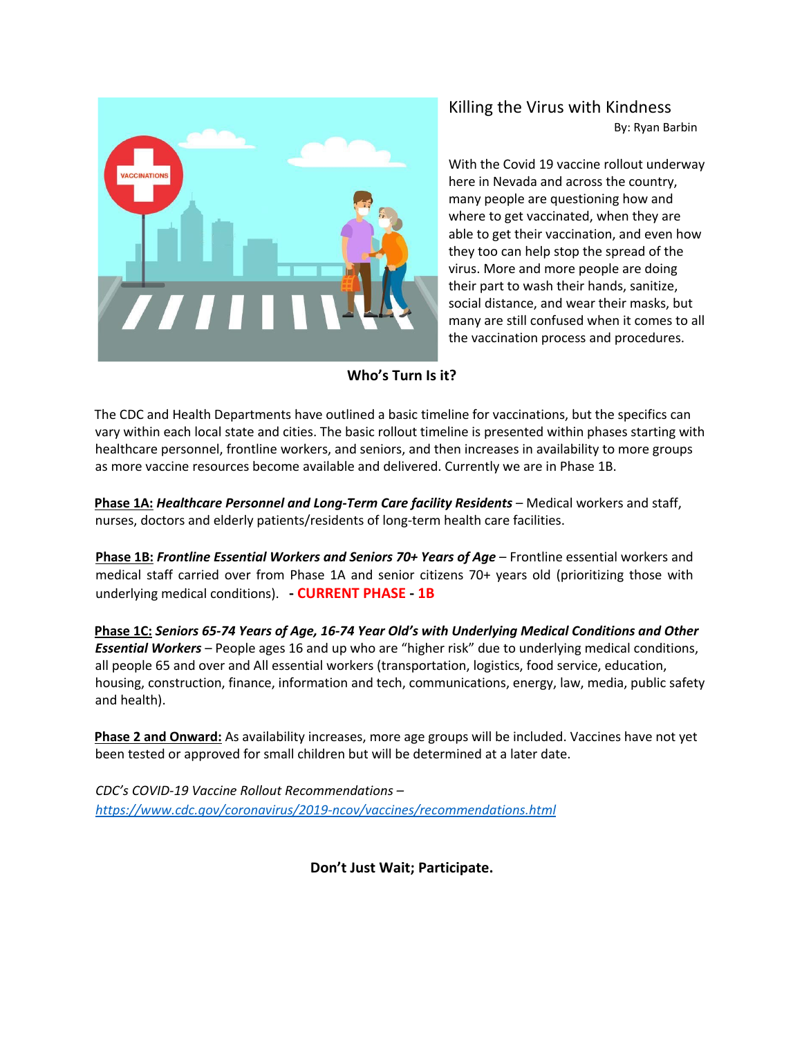# Killing the Virus with Kindness

By: Ryan Barbin

With the Covid 19 vaccine rollout underway here in Nevada and across the country, many people are questioning how and where to get vaccinated, when they are able to get their vaccination, and even how they too can help stop the spread of the virus. More and more people are doing their part to wash their hands, sanitize, social distance, and wear their masks, but many are still confused when it comes to all the vaccination process and procedures.

## Who's Turn Is it?

The CDC and Health Departments have outlined a basic timeline for vaccinations, but the specifics can vary within each local state and cities. The basic rollout timeline is presented within phases starting with healthcare personnel, frontline workers, and seniors, and then increases in availability to more groups as more vaccine resources become available and delivered. Currently we are in Phase 1B.

**Phase 1A:** ***Healthcare Personnel and Long-Term Care facility Residents*** – Medical workers and staff, nurses, doctors and elderly patients/residents of long-term health care facilities.

**Phase 1B:** ***Frontline Essential Workers and Seniors 70+ Years of Age*** – Frontline essential workers and medical staff carried over from Phase 1A and senior citizens 70+ years old (prioritizing those with underlying medical conditions). **- CURRENT PHASE - 1B**

**Phase 1C:** ***Seniors 65-74 Years of Age, 16-74 Year Old's with Underlying Medical Conditions and Other Essential Workers*** – People ages 16 and up who are "higher risk" due to underlying medical conditions, all people 65 and over and All essential workers (transportation, logistics, food service, education, housing, construction, finance, information and tech, communications, energy, law, media, public safety and health).

**Phase 2 and Onward:** As availability increases, more age groups will be included. Vaccines have not yet been tested or approved for small children but will be determined at a later date.

*CDC's COVID-19 Vaccine Rollout Recommendations –*
https://www.cdc.gov/coronavirus/2019-ncov/vaccines/recommendations.html

**Don't Just Wait; Participate.**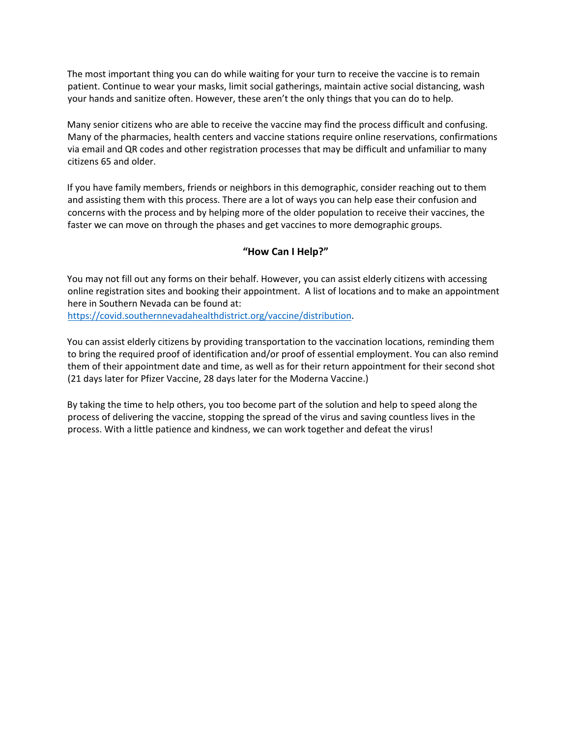The most important thing you can do while waiting for your turn to receive the vaccine is to remain patient. Continue to wear your masks, limit social gatherings, maintain active social distancing, wash your hands and sanitize often. However, these aren't the only things that you can do to help.

Many senior citizens who are able to receive the vaccine may find the process difficult and confusing. Many of the pharmacies, health centers and vaccine stations require online reservations, confirmations via email and QR codes and other registration processes that may be difficult and unfamiliar to many citizens 65 and older.

If you have family members, friends or neighbors in this demographic, consider reaching out to them and assisting them with this process. There are a lot of ways you can help ease their confusion and concerns with the process and by helping more of the older population to receive their vaccines, the faster we can move on through the phases and get vaccines to more demographic groups.

## "How Can I Help?"

You may not fill out any forms on their behalf. However, you can assist elderly citizens with accessing online registration sites and booking their appointment. A list of locations and to make an appointment here in Southern Nevada can be found at: [https://covid.southernnevadahealthdistrict.org/vaccine/distribution](https://covid.southernnevadahealthdistrict.org/vaccine/distribution).

You can assist elderly citizens by providing transportation to the vaccination locations, reminding them to bring the required proof of identification and/or proof of essential employment. You can also remind them of their appointment date and time, as well as for their return appointment for their second shot (21 days later for Pfizer Vaccine, 28 days later for the Moderna Vaccine.)

By taking the time to help others, you too become part of the solution and help to speed along the process of delivering the vaccine, stopping the spread of the virus and saving countless lives in the process. With a little patience and kindness, we can work together and defeat the virus!